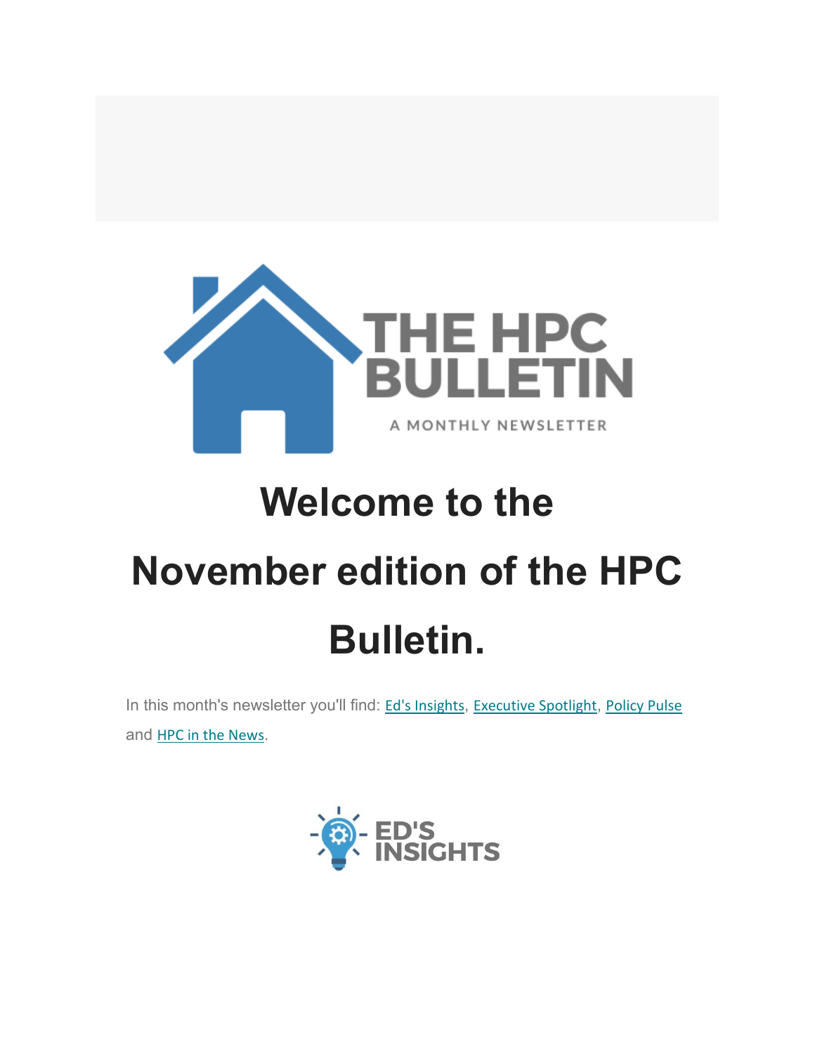# THE HPC BULLETIN

A MONTHLY NEWSLETTER

# Welcome to the November edition of the HPC Bulletin.

In this month's newsletter you'll find: Ed's Insights, Executive Spotlight, Policy Pulse and HPC in the News.

## ED'S INSIGHTS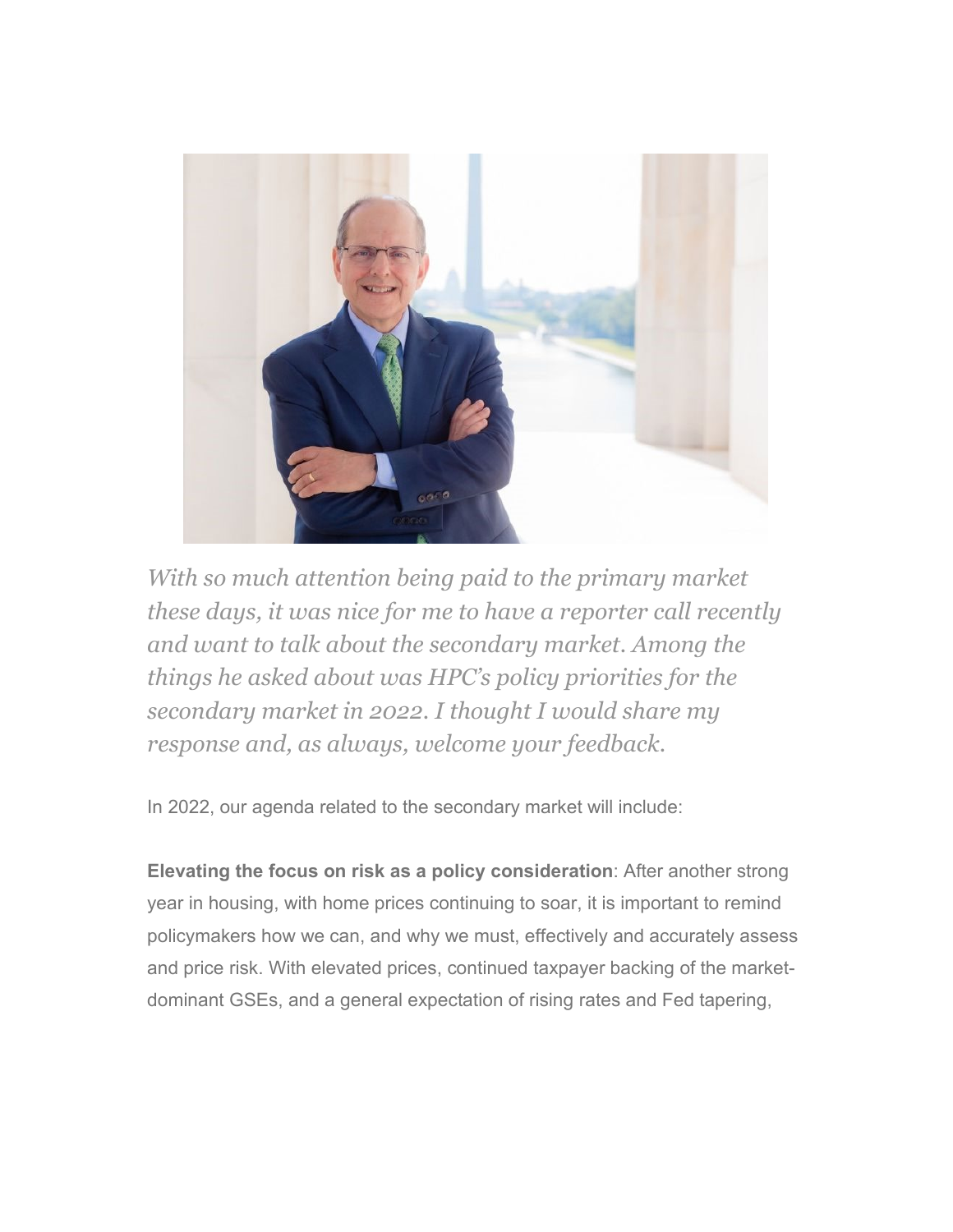*With so much attention being paid to the primary market these days, it was nice for me to have a reporter call recently and want to talk about the secondary market. Among the things he asked about was HPC's policy priorities for the secondary market in 2022. I thought I would share my response and, as always, welcome your feedback.*

In 2022, our agenda related to the secondary market will include:

**Elevating the focus on risk as a policy consideration**: After another strong year in housing, with home prices continuing to soar, it is important to remind policymakers how we can, and why we must, effectively and accurately assess and price risk. With elevated prices, continued taxpayer backing of the market-dominant GSEs, and a general expectation of rising rates and Fed tapering,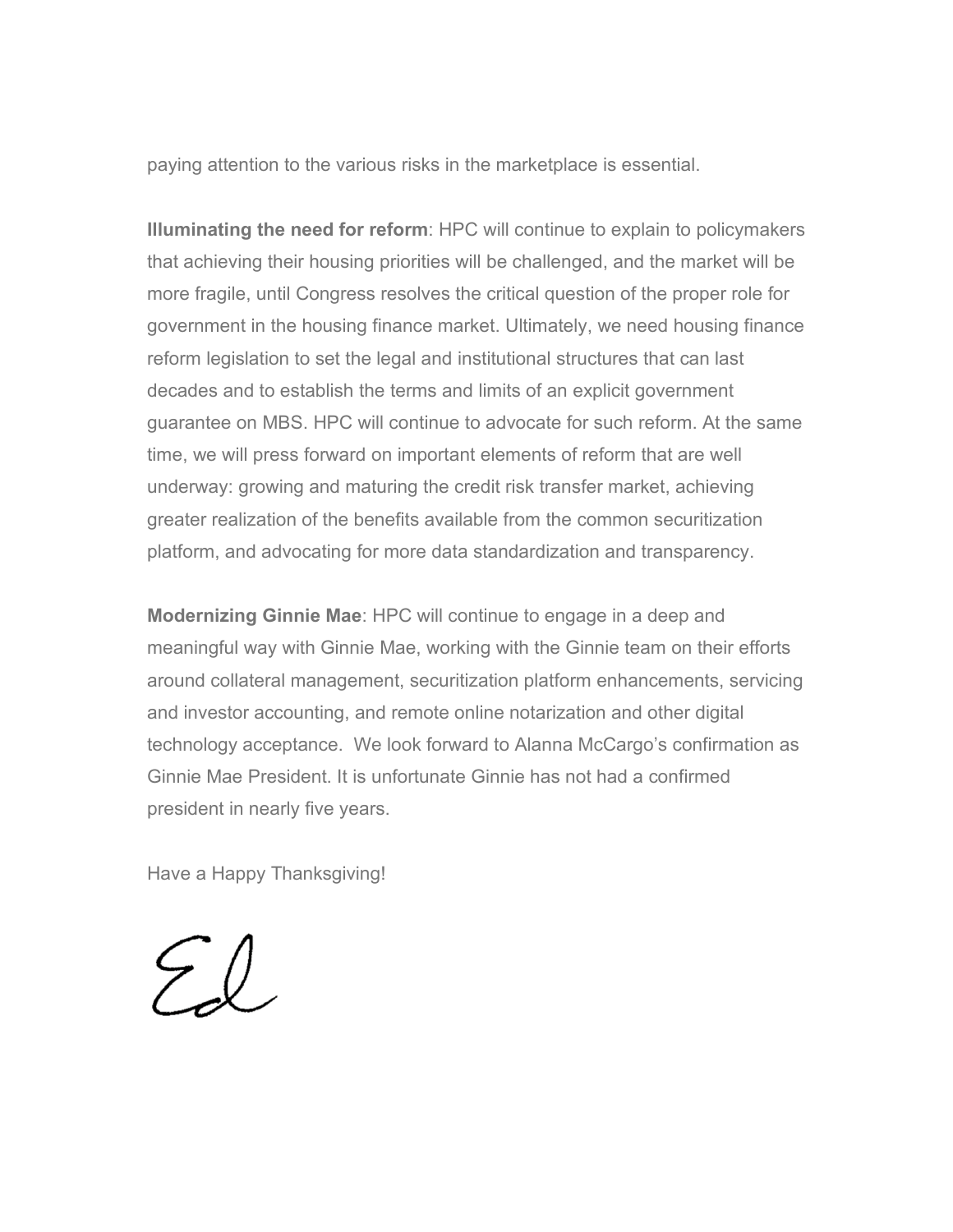paying attention to the various risks in the marketplace is essential.

**Illuminating the need for reform**: HPC will continue to explain to policymakers that achieving their housing priorities will be challenged, and the market will be more fragile, until Congress resolves the critical question of the proper role for government in the housing finance market. Ultimately, we need housing finance reform legislation to set the legal and institutional structures that can last decades and to establish the terms and limits of an explicit government guarantee on MBS. HPC will continue to advocate for such reform. At the same time, we will press forward on important elements of reform that are well underway: growing and maturing the credit risk transfer market, achieving greater realization of the benefits available from the common securitization platform, and advocating for more data standardization and transparency.

**Modernizing Ginnie Mae**: HPC will continue to engage in a deep and meaningful way with Ginnie Mae, working with the Ginnie team on their efforts around collateral management, securitization platform enhancements, servicing and investor accounting, and remote online notarization and other digital technology acceptance. We look forward to Alanna McCargo's confirmation as Ginnie Mae President. It is unfortunate Ginnie has not had a confirmed president in nearly five years.

Have a Happy Thanksgiving!

Ed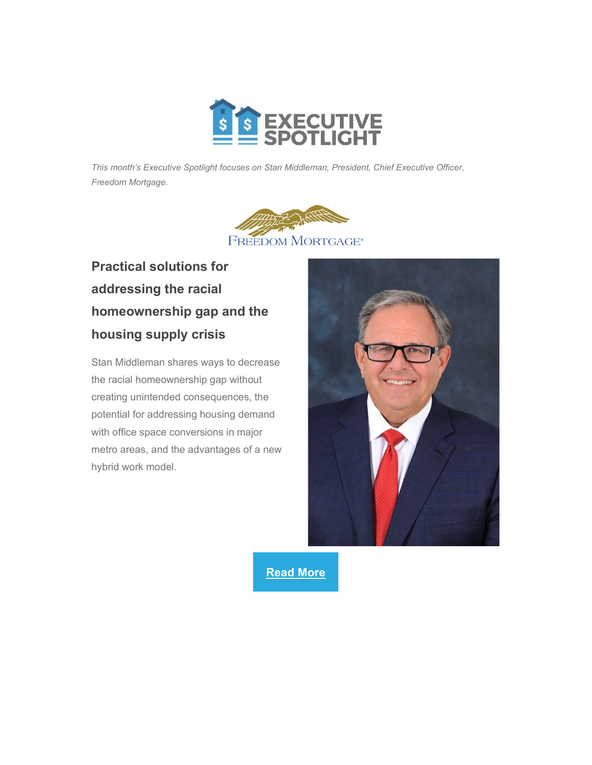# EXECUTIVE SPOTLIGHT

*This month's Executive Spotlight focuses on Stan Middleman, President, Chief Executive Officer, Freedom Mortgage.*

FREEDOM MORTGAGE®

## Practical solutions for addressing the racial homeownership gap and the housing supply crisis

Stan Middleman shares ways to decrease the racial homeownership gap without creating unintended consequences, the potential for addressing housing demand with office space conversions in major metro areas, and the advantages of a new hybrid work model.

**Read More**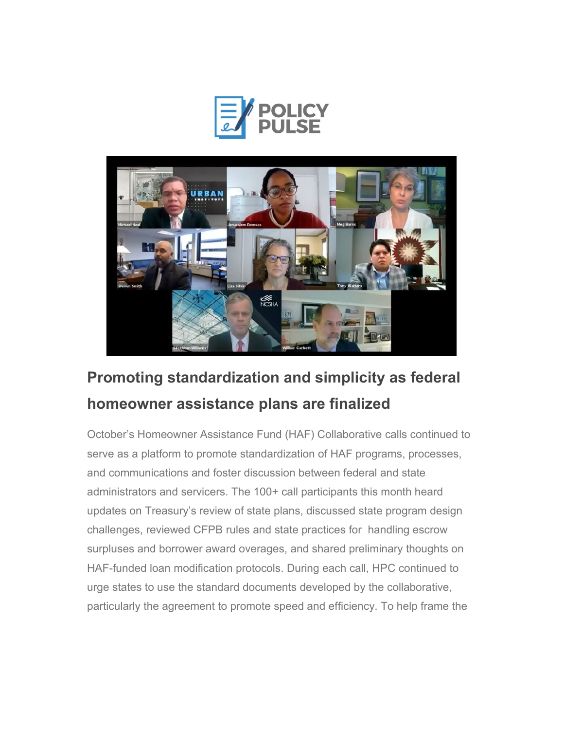# Promoting standardization and simplicity as federal homeowner assistance plans are finalized

October's Homeowner Assistance Fund (HAF) Collaborative calls continued to serve as a platform to promote standardization of HAF programs, processes, and communications and foster discussion between federal and state administrators and servicers. The 100+ call participants this month heard updates on Treasury's review of state plans, discussed state program design challenges, reviewed CFPB rules and state practices for handling escrow surpluses and borrower award overages, and shared preliminary thoughts on HAF-funded loan modification protocols. During each call, HPC continued to urge states to use the standard documents developed by the collaborative, particularly the agreement to promote speed and efficiency. To help frame the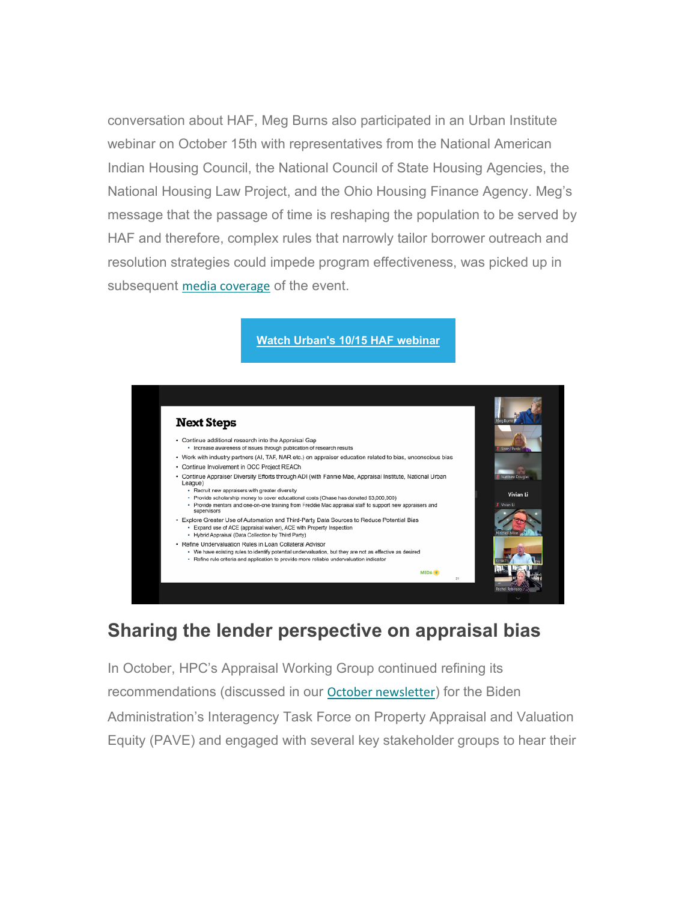conversation about HAF, Meg Burns also participated in an Urban Institute webinar on October 15th with representatives from the National American Indian Housing Council, the National Council of State Housing Agencies, the National Housing Law Project, and the Ohio Housing Finance Agency. Meg's message that the passage of time is reshaping the population to be served by HAF and therefore, complex rules that narrowly tailor borrower outreach and resolution strategies could impede program effectiveness, was picked up in subsequent media coverage of the event.

**Watch Urban's 10/15 HAF webinar**

## Sharing the lender perspective on appraisal bias

In October, HPC's Appraisal Working Group continued refining its recommendations (discussed in our October newsletter) for the Biden Administration's Interagency Task Force on Property Appraisal and Valuation Equity (PAVE) and engaged with several key stakeholder groups to hear their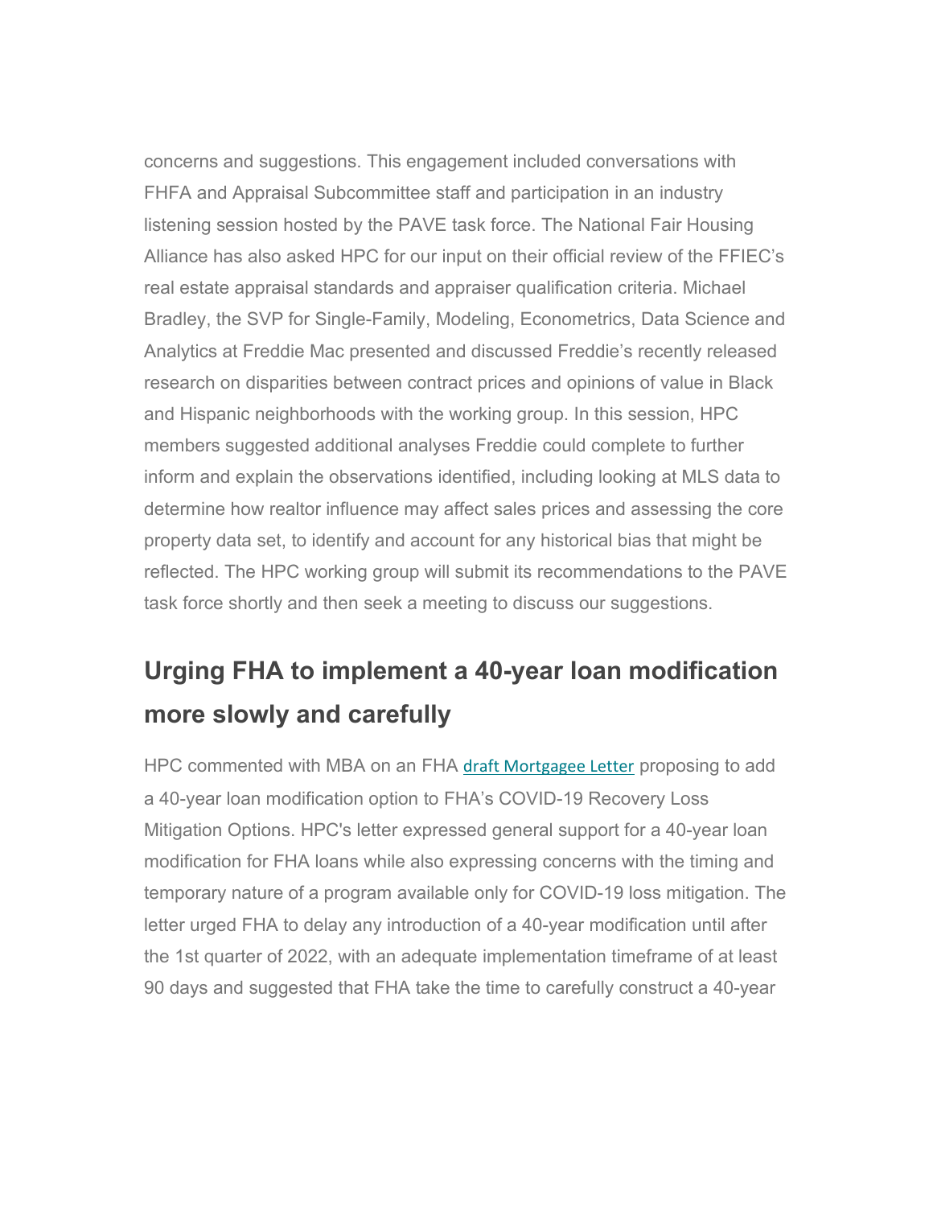concerns and suggestions. This engagement included conversations with FHFA and Appraisal Subcommittee staff and participation in an industry listening session hosted by the PAVE task force. The National Fair Housing Alliance has also asked HPC for our input on their official review of the FFIEC's real estate appraisal standards and appraiser qualification criteria. Michael Bradley, the SVP for Single-Family, Modeling, Econometrics, Data Science and Analytics at Freddie Mac presented and discussed Freddie's recently released research on disparities between contract prices and opinions of value in Black and Hispanic neighborhoods with the working group. In this session, HPC members suggested additional analyses Freddie could complete to further inform and explain the observations identified, including looking at MLS data to determine how realtor influence may affect sales prices and assessing the core property data set, to identify and account for any historical bias that might be reflected. The HPC working group will submit its recommendations to the PAVE task force shortly and then seek a meeting to discuss our suggestions.

## Urging FHA to implement a 40-year loan modification more slowly and carefully

HPC commented with MBA on an FHA draft Mortgagee Letter proposing to add a 40-year loan modification option to FHA's COVID-19 Recovery Loss Mitigation Options. HPC's letter expressed general support for a 40-year loan modification for FHA loans while also expressing concerns with the timing and temporary nature of a program available only for COVID-19 loss mitigation. The letter urged FHA to delay any introduction of a 40-year modification until after the 1st quarter of 2022, with an adequate implementation timeframe of at least 90 days and suggested that FHA take the time to carefully construct a 40-year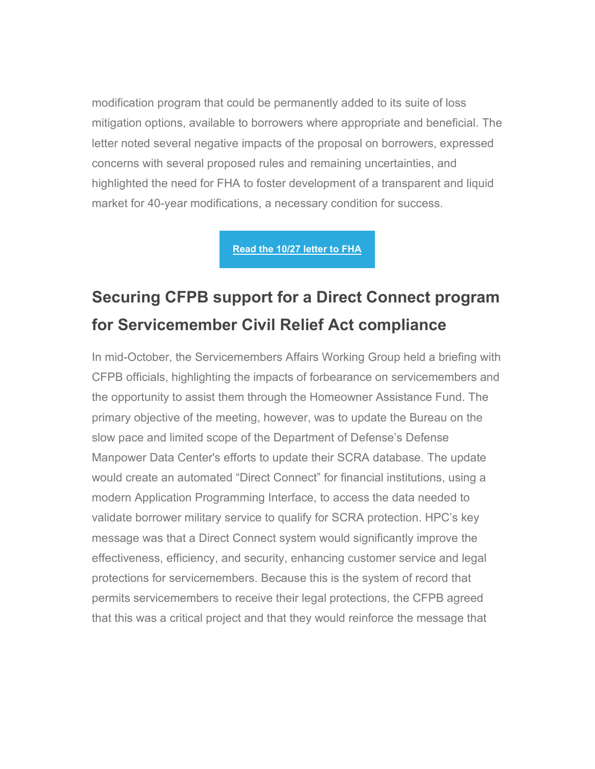modification program that could be permanently added to its suite of loss mitigation options, available to borrowers where appropriate and beneficial. The letter noted several negative impacts of the proposal on borrowers, expressed concerns with several proposed rules and remaining uncertainties, and highlighted the need for FHA to foster development of a transparent and liquid market for 40-year modifications, a necessary condition for success.

**Read the 10/27 letter to FHA**

## Securing CFPB support for a Direct Connect program for Servicemember Civil Relief Act compliance

In mid-October, the Servicemembers Affairs Working Group held a briefing with CFPB officials, highlighting the impacts of forbearance on servicemembers and the opportunity to assist them through the Homeowner Assistance Fund. The primary objective of the meeting, however, was to update the Bureau on the slow pace and limited scope of the Department of Defense's Defense Manpower Data Center's efforts to update their SCRA database. The update would create an automated "Direct Connect" for financial institutions, using a modern Application Programming Interface, to access the data needed to validate borrower military service to qualify for SCRA protection. HPC's key message was that a Direct Connect system would significantly improve the effectiveness, efficiency, and security, enhancing customer service and legal protections for servicemembers. Because this is the system of record that permits servicemembers to receive their legal protections, the CFPB agreed that this was a critical project and that they would reinforce the message that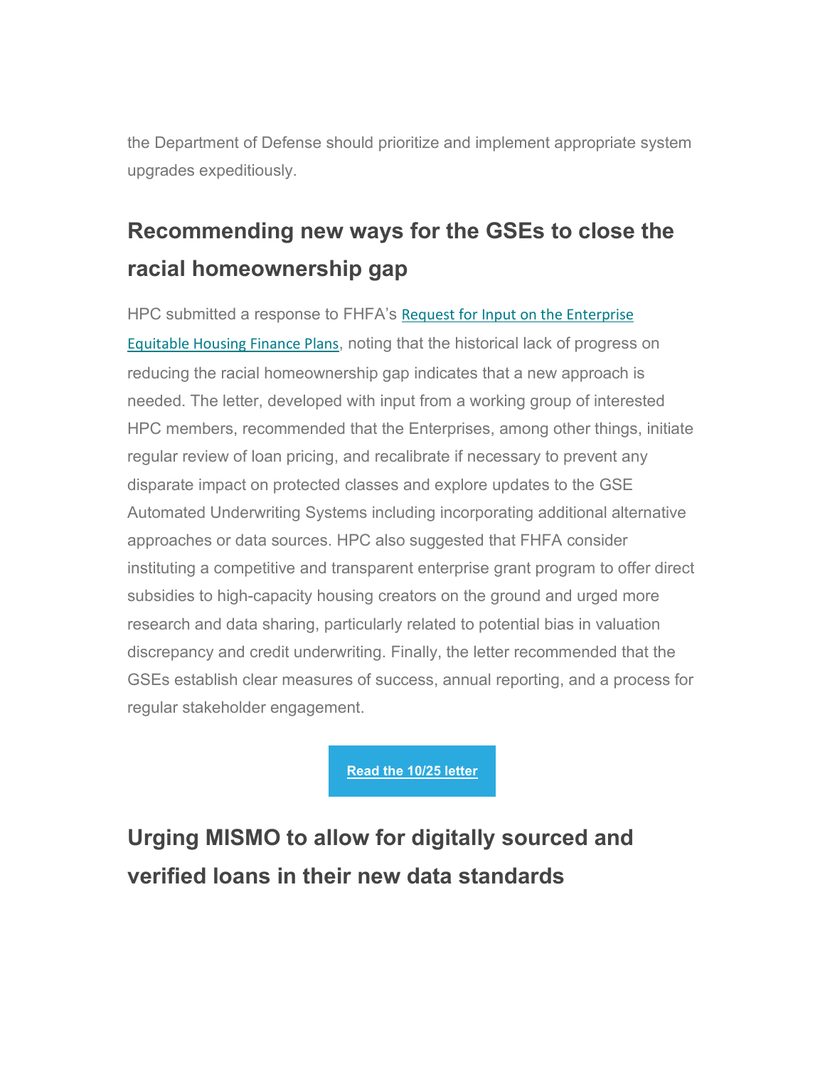the Department of Defense should prioritize and implement appropriate system upgrades expeditiously.

## Recommending new ways for the GSEs to close the racial homeownership gap

HPC submitted a response to FHFA's Request for Input on the Enterprise Equitable Housing Finance Plans, noting that the historical lack of progress on reducing the racial homeownership gap indicates that a new approach is needed. The letter, developed with input from a working group of interested HPC members, recommended that the Enterprises, among other things, initiate regular review of loan pricing, and recalibrate if necessary to prevent any disparate impact on protected classes and explore updates to the GSE Automated Underwriting Systems including incorporating additional alternative approaches or data sources. HPC also suggested that FHFA consider instituting a competitive and transparent enterprise grant program to offer direct subsidies to high-capacity housing creators on the ground and urged more research and data sharing, particularly related to potential bias in valuation discrepancy and credit underwriting. Finally, the letter recommended that the GSEs establish clear measures of success, annual reporting, and a process for regular stakeholder engagement.

**Read the 10/25 letter**

## Urging MISMO to allow for digitally sourced and verified loans in their new data standards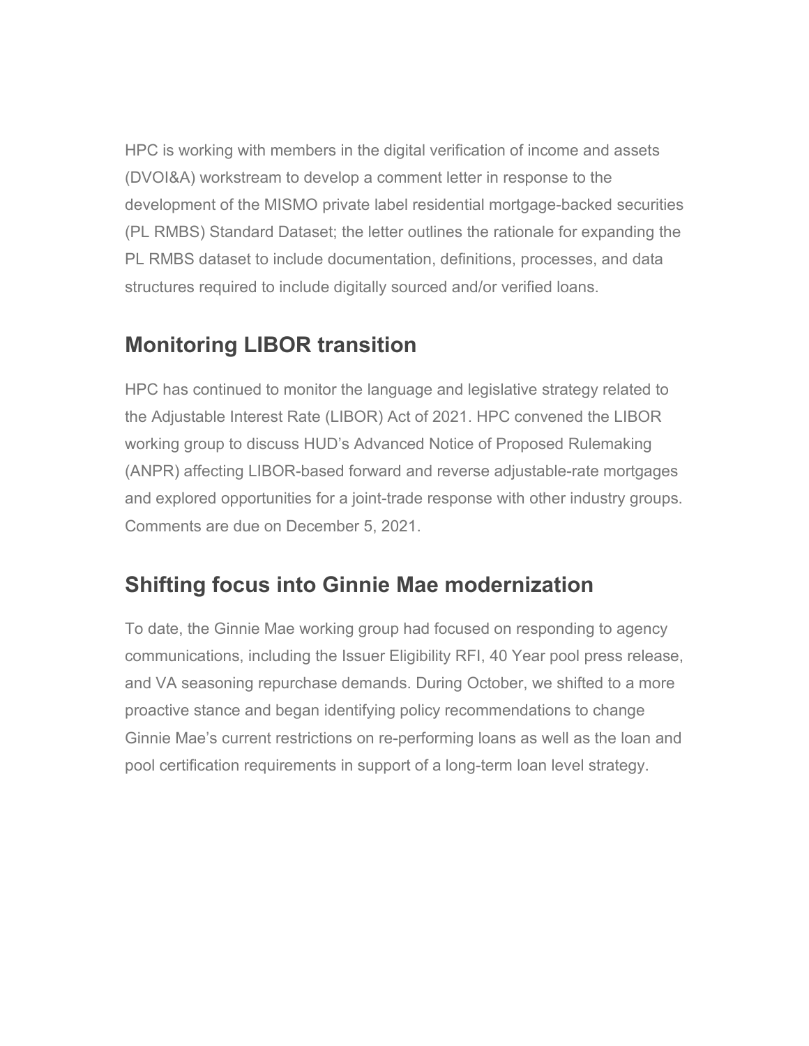HPC is working with members in the digital verification of income and assets (DVOI&A) workstream to develop a comment letter in response to the development of the MISMO private label residential mortgage-backed securities (PL RMBS) Standard Dataset; the letter outlines the rationale for expanding the PL RMBS dataset to include documentation, definitions, processes, and data structures required to include digitally sourced and/or verified loans.

## Monitoring LIBOR transition

HPC has continued to monitor the language and legislative strategy related to the Adjustable Interest Rate (LIBOR) Act of 2021. HPC convened the LIBOR working group to discuss HUD's Advanced Notice of Proposed Rulemaking (ANPR) affecting LIBOR-based forward and reverse adjustable-rate mortgages and explored opportunities for a joint-trade response with other industry groups. Comments are due on December 5, 2021.

## Shifting focus into Ginnie Mae modernization

To date, the Ginnie Mae working group had focused on responding to agency communications, including the Issuer Eligibility RFI, 40 Year pool press release, and VA seasoning repurchase demands. During October, we shifted to a more proactive stance and began identifying policy recommendations to change Ginnie Mae's current restrictions on re-performing loans as well as the loan and pool certification requirements in support of a long-term loan level strategy.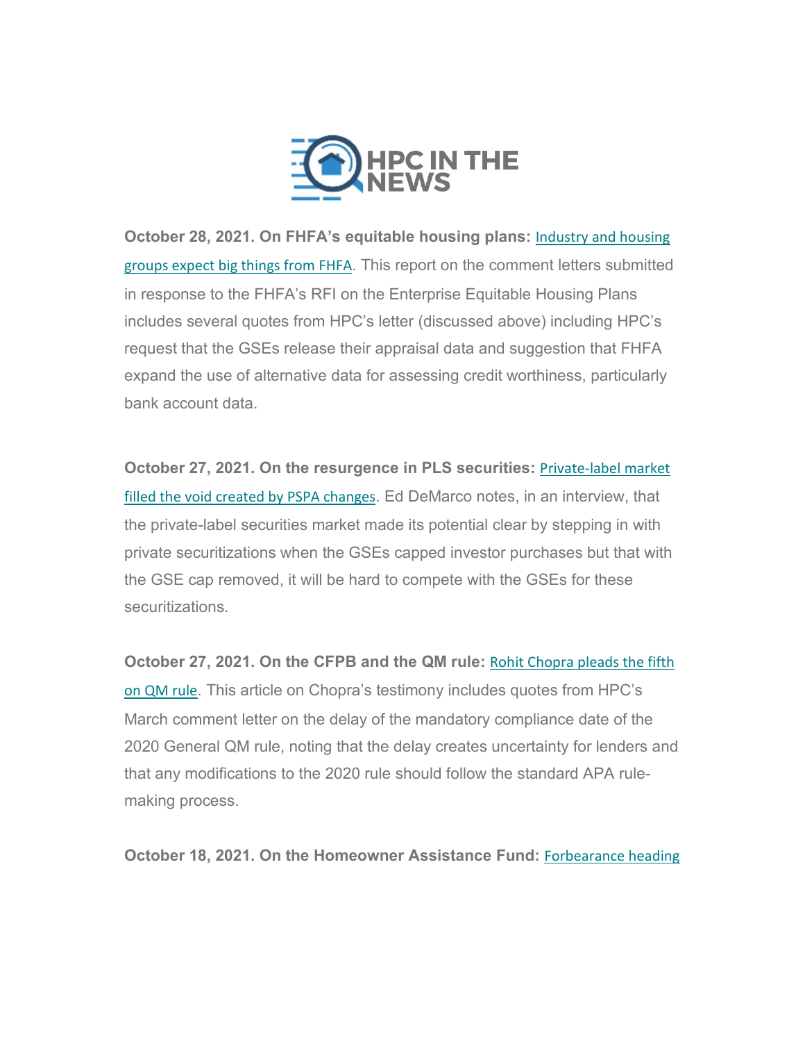# HPC IN THE NEWS

**October 28, 2021. On FHFA's equitable housing plans:** Industry and housing groups expect big things from FHFA. This report on the comment letters submitted in response to the FHFA's RFI on the Enterprise Equitable Housing Plans includes several quotes from HPC's letter (discussed above) including HPC's request that the GSEs release their appraisal data and suggestion that FHFA expand the use of alternative data for assessing credit worthiness, particularly bank account data.

**October 27, 2021. On the resurgence in PLS securities:** Private-label market filled the void created by PSPA changes. Ed DeMarco notes, in an interview, that the private-label securities market made its potential clear by stepping in with private securitizations when the GSEs capped investor purchases but that with the GSE cap removed, it will be hard to compete with the GSEs for these securitizations.

**October 27, 2021. On the CFPB and the QM rule:** Rohit Chopra pleads the fifth on QM rule. This article on Chopra's testimony includes quotes from HPC's March comment letter on the delay of the mandatory compliance date of the 2020 General QM rule, noting that the delay creates uncertainty for lenders and that any modifications to the 2020 rule should follow the standard APA rule-making process.

**October 18, 2021. On the Homeowner Assistance Fund:** Forbearance heading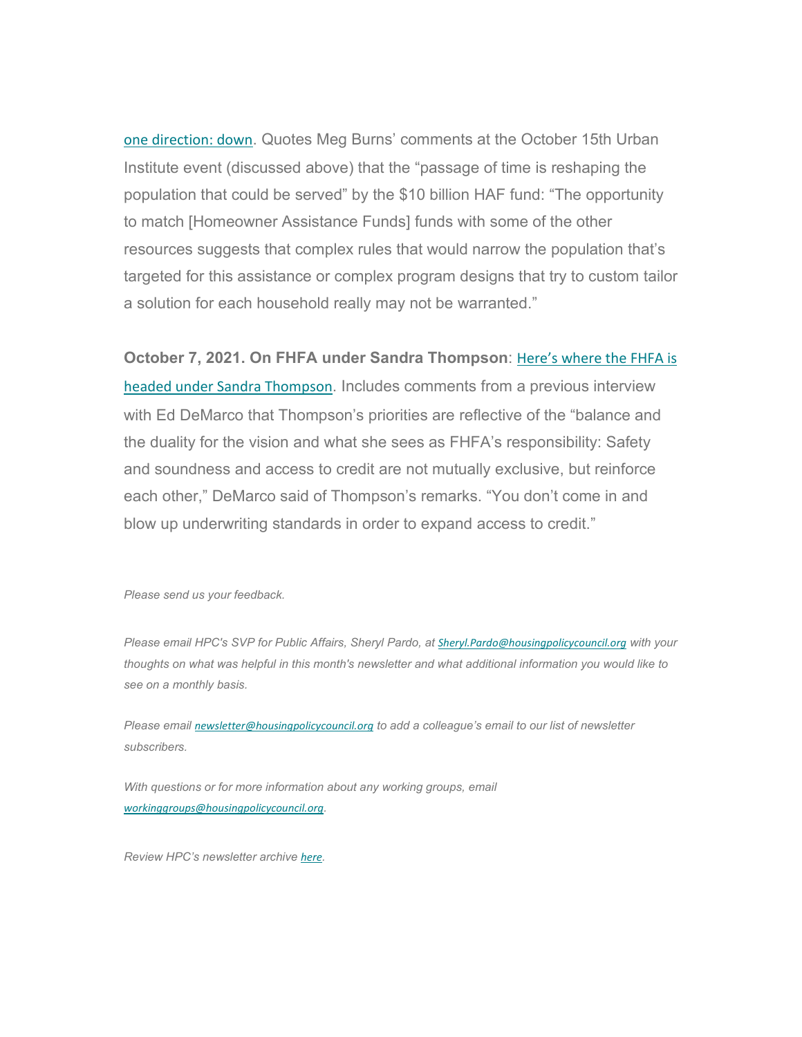one direction: down. Quotes Meg Burns' comments at the October 15th Urban Institute event (discussed above) that the "passage of time is reshaping the population that could be served" by the $10 billion HAF fund: "The opportunity to match [Homeowner Assistance Funds] funds with some of the other resources suggests that complex rules that would narrow the population that's targeted for this assistance or complex program designs that try to custom tailor a solution for each household really may not be warranted."

**October 7, 2021. On FHFA under Sandra Thompson**: Here's where the FHFA is headed under Sandra Thompson. Includes comments from a previous interview with Ed DeMarco that Thompson's priorities are reflective of the "balance and the duality for the vision and what she sees as FHFA's responsibility: Safety and soundness and access to credit are not mutually exclusive, but reinforce each other," DeMarco said of Thompson's remarks. "You don't come in and blow up underwriting standards in order to expand access to credit."

*Please send us your feedback.*

*Please email HPC's SVP for Public Affairs, Sheryl Pardo, at Sheryl.Pardo@housingpolicycouncil.org with your thoughts on what was helpful in this month's newsletter and what additional information you would like to see on a monthly basis.*

*Please email newsletter@housingpolicycouncil.org to add a colleague's email to our list of newsletter subscribers.*

*With questions or for more information about any working groups, email workinggroups@housingpolicycouncil.org.*

*Review HPC's newsletter archive here.*